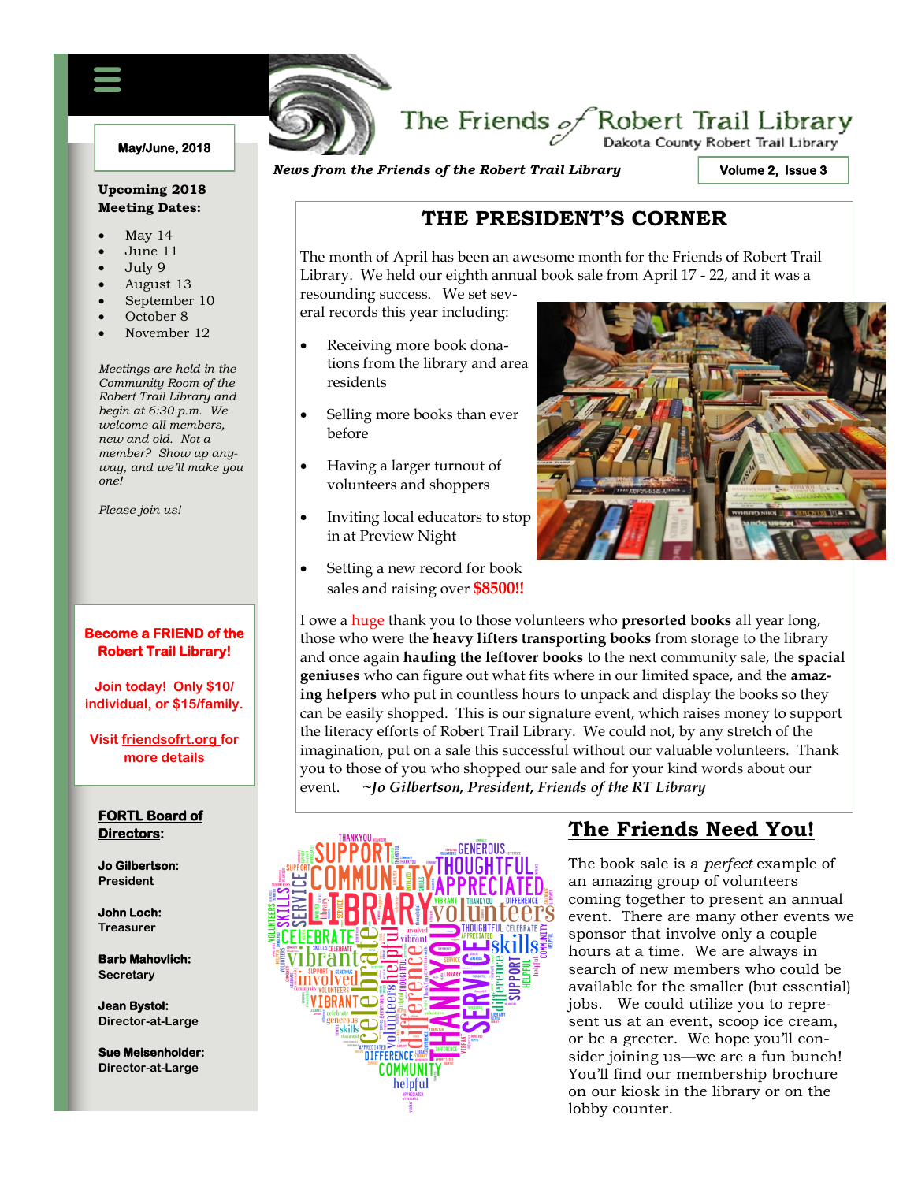# The Friends of Robert Trail Library

Dakota County Robert Trail Library

*News from the Friends of the Robert Trail Library*

May/June, 2018

Volume 2, Issue 3

**Upcoming 2018 Meeting Dates:**

- May 14
- June 11
- July 9
- August 13
- September 10
- October 8
- November 12

*Meetings are held in the Community Room of the Robert Trail Library and begin at 6:30 p.m. We welcome all members, new and old. Not a member? Show up anyway, and we'll make you one!*

*Please join us!*

**Become a FRIEND of the Robert Trail Library!**

**Join today! Only $10/ individual, or $15/family.**

**Visit friendsofrt.org for more details**

**FORTL Board of Directors:**

**Jo Gilbertson:** President

**John Loch:** Treasurer

**Barb Mahovlich:** Secretary

**Jean Bystol:** Director-at-Large

**Sue Meisenholder:** Director-at-Large

## THE PRESIDENT'S CORNER

The month of April has been an awesome month for the Friends of Robert Trail Library. We held our eighth annual book sale from April 17 - 22, and it was a resounding success. We set several records this year including:

- Receiving more book donations from the library and area residents
- Selling more books than ever before
- Having a larger turnout of volunteers and shoppers
- Inviting local educators to stop in at Preview Night
- Setting a new record for book sales and raising over **$8500!!**

I owe a huge thank you to those volunteers who **presorted books** all year long, those who were the **heavy lifters transporting books** from storage to the library and once again **hauling the leftover books** to the next community sale, the **spacial geniuses** who can figure out what fits where in our limited space, and the **amazing helpers** who put in countless hours to unpack and display the books so they can be easily shopped. This is our signature event, which raises money to support the literacy efforts of Robert Trail Library. We could not, by any stretch of the imagination, put on a sale this successful without our valuable volunteers. Thank you to those of you who shopped our sale and for your kind words about our event. *~Jo Gilbertson, President, Friends of the RT Library*

## The Friends Need You!

The book sale is a *perfect* example of an amazing group of volunteers coming together to present an annual event. There are many other events we sponsor that involve only a couple hours at a time. We are always in search of new members who could be available for the smaller (but essential) jobs. We could utilize you to represent us at an event, scoop ice cream, or be a greeter. We hope you'll consider joining us—we are a fun bunch! You'll find our membership brochure on our kiosk in the library or on the lobby counter.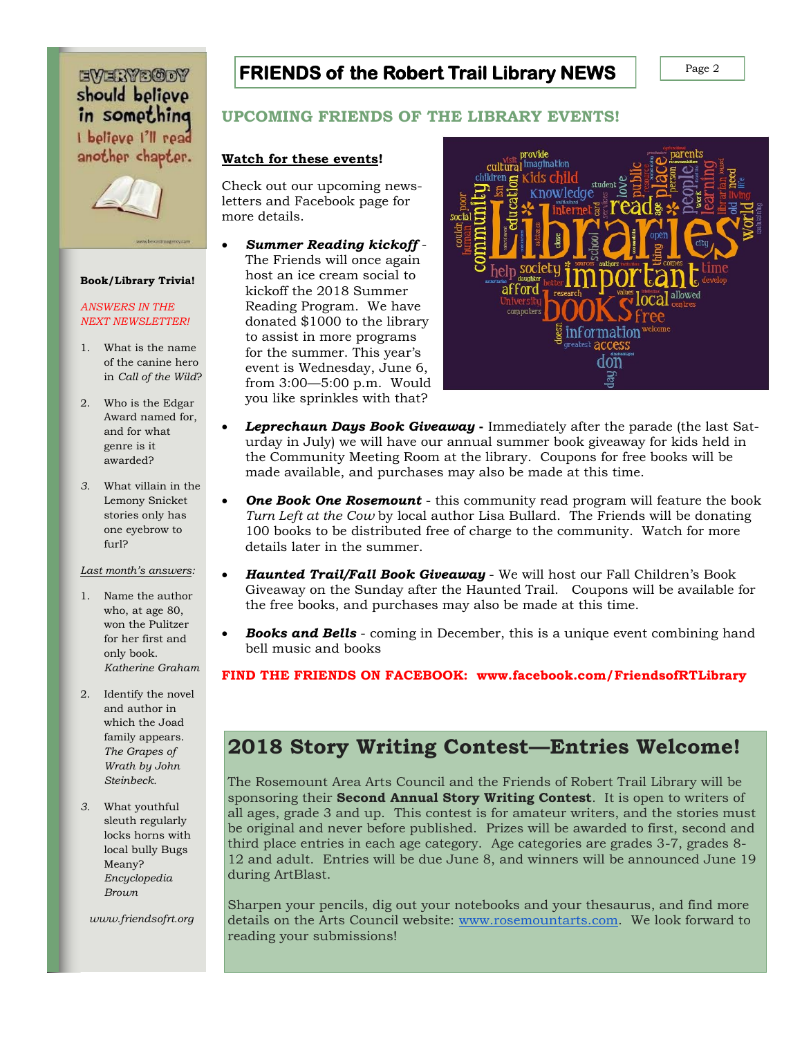# FRIENDS of the Robert Trail Library NEWS

EVERYBODY should believe in something I believe I'll read another chapter.

**Book/Library Trivia!**

*ANSWERS IN THE NEXT NEWSLETTER!*

1. What is the name of the canine hero in *Call of the Wild*?
2. Who is the Edgar Award named for, and for what genre is it awarded?
3. What villain in the Lemony Snicket stories only has one eyebrow to furl?

*Last month's answers:*

1. Name the author who, at age 80, won the Pulitzer for her first and only book. *Katherine Graham*
2. Identify the novel and author in which the Joad family appears. *The Grapes of Wrath by John Steinbeck.*
3. What youthful sleuth regularly locks horns with local bully Bugs Meany? *Encyclopedia Brown*

*www.friendsofrt.org*

## UPCOMING FRIENDS OF THE LIBRARY EVENTS!

**Watch for these events!**

Check out our upcoming newsletters and Facebook page for more details.

- ***Summer Reading kickoff*** - The Friends will once again host an ice cream social to kickoff the 2018 Summer Reading Program. We have donated $1000 to the library to assist in more programs for the summer. This year's event is Wednesday, June 6, from 3:00—5:00 p.m. Would you like sprinkles with that?
- ***Leprechaun Days Book Giveaway*** **-** Immediately after the parade (the last Saturday in July) we will have our annual summer book giveaway for kids held in the Community Meeting Room at the library. Coupons for free books will be made available, and purchases may also be made at this time.
- ***One Book One Rosemount*** - this community read program will feature the book *Turn Left at the Cow* by local author Lisa Bullard. The Friends will be donating 100 books to be distributed free of charge to the community. Watch for more details later in the summer.
- ***Haunted Trail/Fall Book Giveaway*** - We will host our Fall Children's Book Giveaway on the Sunday after the Haunted Trail. Coupons will be available for the free books, and purchases may also be made at this time.
- ***Books and Bells*** - coming in December, this is a unique event combining hand bell music and books

**FIND THE FRIENDS ON FACEBOOK: www.facebook.com/FriendsofRTLibrary**

## 2018 Story Writing Contest—Entries Welcome!

The Rosemount Area Arts Council and the Friends of Robert Trail Library will be sponsoring their **Second Annual Story Writing Contest**. It is open to writers of all ages, grade 3 and up. This contest is for amateur writers, and the stories must be original and never before published. Prizes will be awarded to first, second and third place entries in each age category. Age categories are grades 3-7, grades 8-12 and adult. Entries will be due June 8, and winners will be announced June 19 during ArtBlast.

Sharpen your pencils, dig out your notebooks and your thesaurus, and find more details on the Arts Council website: www.rosemountarts.com. We look forward to reading your submissions!